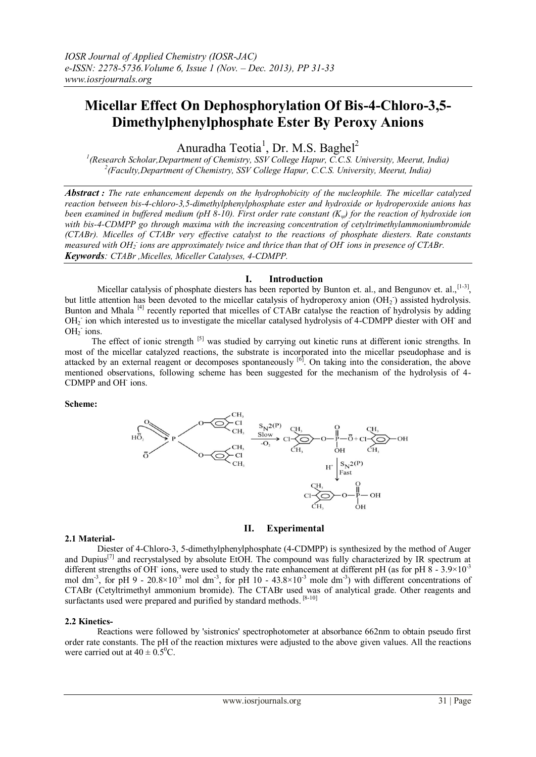# Micellar Effect On Dephosphorylation Of Bis-4-Chloro-3,5-Dimethylphenylphosphate Ester By Peroxy Anions

Anuradha Teotia[1], Dr. M.S. Baghel[2]

[1](Research Scholar,Department of Chemistry, SSV College Hapur, C.C.S. University, Meerut, India)
[2](Faculty,Department of Chemistry, SSV College Hapur, C.C.S. University, Meerut, India)

***Abstract :*** *The rate enhancement depends on the hydrophobicity of the nucleophile. The micellar catalyzed reaction between bis-4-chloro-3,5-dimethylphenylphosphate ester and hydroxide or hydroperoxide anions has been examined in buffered medium (pH 8-10). First order rate constant ($K_\psi$) for the reaction of hydroxide ion with bis-4-CDMPP go through maxima with the increasing concentration of cetyltrimethylammoniumbromide (CTABr). Micelles of CTABr very effective catalyst to the reactions of phosphate diesters. Rate constants measured with $OH_2^-$ ions are approximately twice and thrice than that of $OH^-$ ions in presence of CTABr.*

***Keywords****: CTABr ,Micelles, Miceller Catalyses, 4-CDMPP.*

## I. Introduction

Micellar catalysis of phosphate diesters has been reported by Bunton et. al., and Bengunov et. al.,[1-3], but little attention has been devoted to the micellar catalysis of hydroperoxy anion ($OH_2^-$) assisted hydrolysis. Bunton and Mhala [4] recently reported that micelles of CTABr catalyse the reaction of hydrolysis by adding $OH_2^-$ ion which interested us to investigate the micellar catalysed hydrolysis of 4-CDMPP diester with $OH^-$ and $OH_2^-$ ions.

The effect of ionic strength [5] was studied by carrying out kinetic runs at different ionic strengths. In most of the micellar catalyzed reactions, the substrate is incorporated into the micellar pseudophase and is attacked by an external reagent or decomposes spontaneously [6]. On taking into the consideration, the above mentioned observations, following scheme has been suggested for the mechanism of the hydrolysis of 4-CDMPP and $OH^-$ ions.

**Scheme:**

$$HO_2^- + (ArO)_2P(O)O^- \xrightarrow[-O_2]{S_N2(P)\ \text{Slow}} ArO-P(=O)(OH)-O^- + ArOH \xrightarrow[\text{Fast}]{H^+,\ S_N2(P)} ArO-P(=O)(OH)-OH$$

(Ar = 4-chloro-3,5-dimethylphenyl)

## II. Experimental

### 2.1 Material-

Diester of 4-Chloro-3, 5-dimethylphenylphosphate (4-CDMPP) is synthesized by the method of Auger and Dupius[7] and recrystalysed by absolute EtOH. The compound was fully characterized by IR spectrum at different strengths of $OH^-$ ions, were used to study the rate enhancement at different pH (as for pH 8 - $3.9\times10^{-3}$ mol $dm^{-3}$, for pH 9 - $20.8\times10^{-3}$ mol $dm^{-3}$, for pH 10 - $43.8\times10^{-3}$ mole $dm^{-3}$) with different concentrations of CTABr (Cetyltrimethyl ammonium bromide). The CTABr used was of analytical grade. Other reagents and surfactants used were prepared and purified by standard methods. [8-10]

### 2.2 Kinetics-

Reactions were followed by 'sistronics' spectrophotometer at absorbance 662nm to obtain pseudo first order rate constants. The pH of the reaction mixtures were adjusted to the above given values. All the reactions were carried out at $40 \pm 0.5^0$C.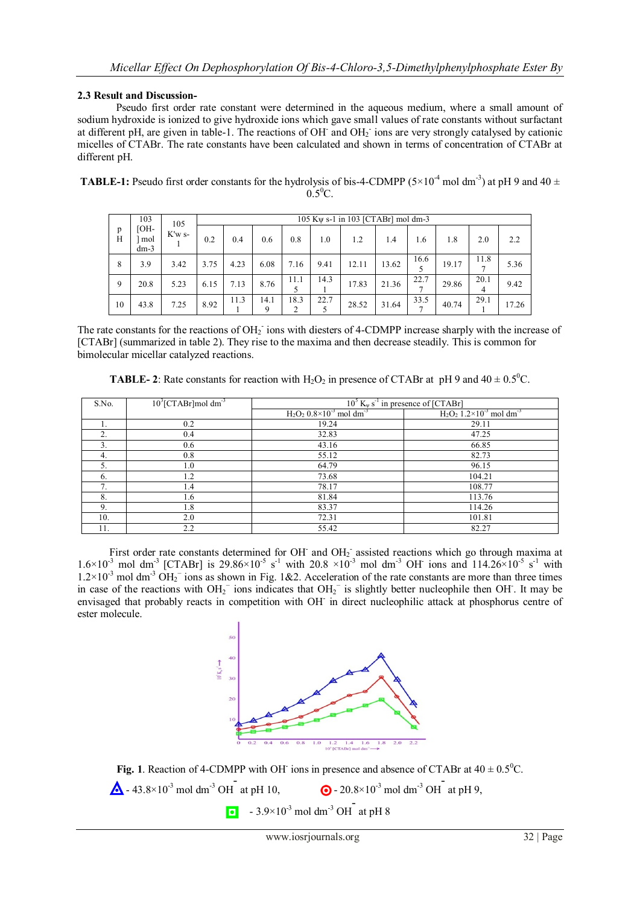### 2.3 Result and Discussion-

Pseudo first order rate constant were determined in the aqueous medium, where a small amount of sodium hydroxide is ionized to give hydroxide ions which gave small values of rate constants without surfactant at different pH, are given in table-1. The reactions of $OH^-$ and $OH_2^-$ ions are very strongly catalysed by cationic micelles of CTABr. The rate constants have been calculated and shown in terms of concentration of CTABr at different pH.

**TABLE-1:** Pseudo first order constants for the hydrolysis of bis-4-CDMPP ($5\times10^{-4}$ mol $dm^{-3}$) at pH 9 and 40 ± $0.5^0$C.

| pH | $10^3$ [$OH^-$] mol $dm^{-3}$ | $10^5$ K'w $s^{-1}$ | $10^5$ $K\psi$ $s^{-1}$ in $10^3$ [CTABr] mol $dm^{-3}$ | | | | | | | | | | |
|---|---|---|---|---|---|---|---|---|---|---|---|---|---|
| | | | 0.2 | 0.4 | 0.6 | 0.8 | 1.0 | 1.2 | 1.4 | 1.6 | 1.8 | 2.0 | 2.2 |
| 8 | 3.9 | 3.42 | 3.75 | 4.23 | 6.08 | 7.16 | 9.41 | 12.11 | 13.62 | 16.65 | 19.17 | 11.87 | 5.36 |
| 9 | 20.8 | 5.23 | 6.15 | 7.13 | 8.76 | 11.15 | 14.31 | 17.83 | 21.36 | 22.77 | 29.86 | 20.14 | 9.42 |
| 10 | 43.8 | 7.25 | 8.92 | 11.31 | 14.19 | 18.32 | 22.75 | 28.52 | 31.64 | 33.57 | 40.74 | 29.11 | 17.26 |

The rate constants for the reactions of $OH_2^-$ ions with diesters of 4-CDMPP increase sharply with the increase of [CTABr] (summarized in table 2). They rise to the maxima and then decrease steadily. This is common for bimolecular micellar catalyzed reactions.

**TABLE- 2**: Rate constants for reaction with $H_2O_2$ in presence of CTABr at pH 9 and 40 ± $0.5^0$C.

| S.No. | $10^3$[CTABr]mol $dm^{-3}$ | $10^5$ $K_\psi$ $s^{-1}$ in presence of [CTABr] | |
|---|---|---|---|
| | | $H_2O_2$ $0.8\times10^{-3}$ mol $dm^{-3}$ | $H_2O_2$ $1.2\times10^{-3}$ mol $dm^{-3}$ |
| 1. | 0.2 | 19.24 | 29.11 |
| 2. | 0.4 | 32.83 | 47.25 |
| 3. | 0.6 | 43.16 | 66.85 |
| 4. | 0.8 | 55.12 | 82.73 |
| 5. | 1.0 | 64.79 | 96.15 |
| 6. | 1.2 | 73.68 | 104.21 |
| 7. | 1.4 | 78.17 | 108.77 |
| 8. | 1.6 | 81.84 | 113.76 |
| 9. | 1.8 | 83.37 | 114.26 |
| 10. | 2.0 | 72.31 | 101.81 |
| 11. | 2.2 | 55.42 | 82.27 |

First order rate constants determined for $OH^-$ and $OH_2^-$ assisted reactions which go through maxima at $1.6\times10^{-3}$ mol $dm^{-3}$ [CTABr] is $29.86\times10^{-5}$ $s^{-1}$ with 20.8 $\times10^{-3}$ mol $dm^{-3}$ $OH^-$ ions and $114.26\times10^{-5}$ $s^{-1}$ with $1.2\times10^{-3}$ mol $dm^{-3}$ $OH_2^-$ ions as shown in Fig. 1&2. Acceleration of the rate constants are more than three times in case of the reactions with $OH_2^-$ ions indicates that $OH_2^-$ is slightly better nucleophile then $OH^-$. It may be envisaged that probably reacts in competition with $OH^-$ in direct nucleophilic attack at phosphorus centre of ester molecule.

**Fig. 1**. Reaction of 4-CDMPP with $OH^-$ ions in presence and absence of CTABr at 40 ± $0.5^0$C.

△ - $43.8\times10^{-3}$ mol $dm^{-3}$ $OH^-$ at pH 10, ⊙ - $20.8\times10^{-3}$ mol $dm^{-3}$ $OH^-$ at pH 9,

□ - $3.9\times10^{-3}$ mol $dm^{-3}$ $OH^-$ at pH 8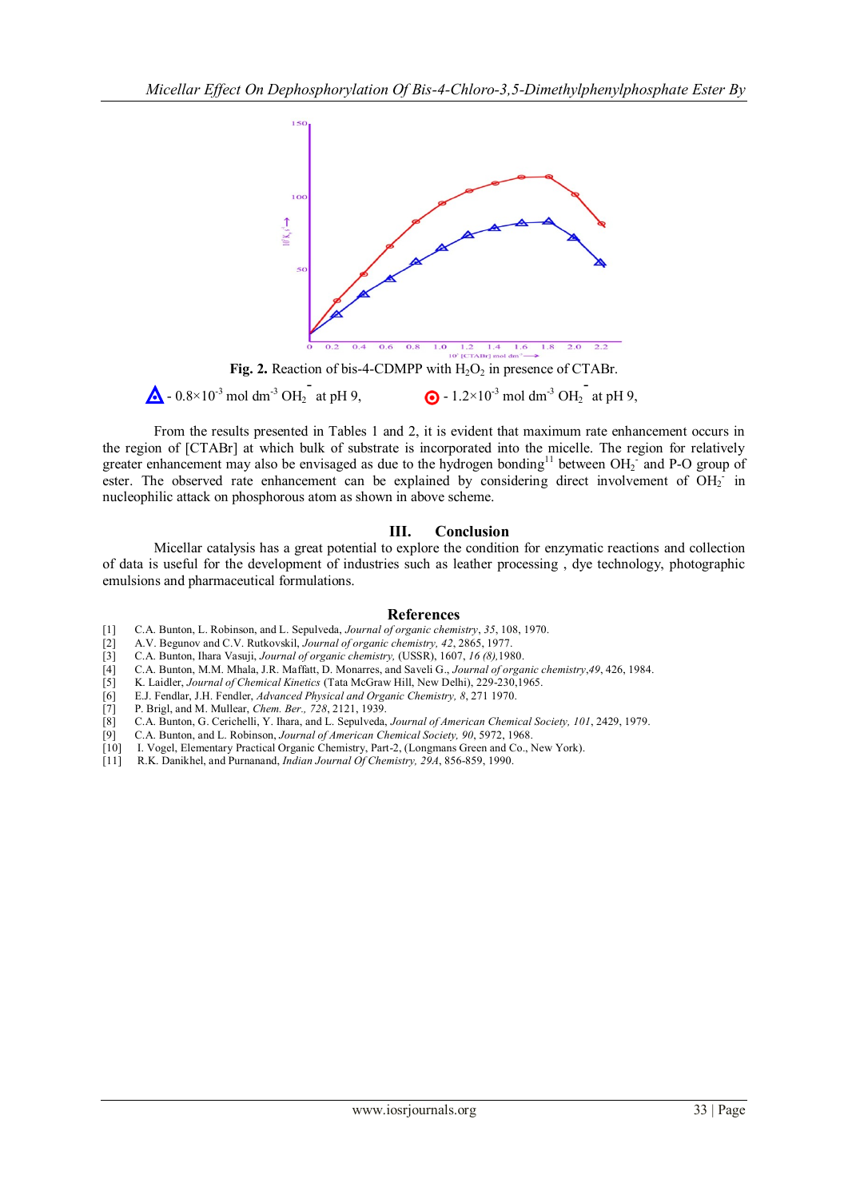150

100

50

$10^5 k_\psi\ s^{-1}$ →

0 0.2 0.4 0.6 0.8 1.0 1.2 1.4 1.6 1.8 2.0 2.2

$10^3$ [CTABr] mol dm$^{-3}$ ⟶

**Fig. 2.** Reaction of bis-4-CDMPP with $H_2O_2$ in presence of CTABr.

△ - $0.8\times10^{-3}$ mol dm$^{-3}$ $OH_2^-$ at pH 9, ⊙ - $1.2\times10^{-3}$ mol dm$^{-3}$ $OH_2^-$ at pH 9,

From the results presented in Tables 1 and 2, it is evident that maximum rate enhancement occurs in the region of [CTABr] at which bulk of substrate is incorporated into the micelle. The region for relatively greater enhancement may also be envisaged as due to the hydrogen bonding[11] between $OH_2^-$ and P-O group of ester. The observed rate enhancement can be explained by considering direct involvement of $OH_2^-$ in nucleophilic attack on phosphorous atom as shown in above scheme.

## III. Conclusion

Micellar catalysis has a great potential to explore the condition for enzymatic reactions and collection of data is useful for the development of industries such as leather processing , dye technology, photographic emulsions and pharmaceutical formulations.

## References

[1] C.A. Bunton, L. Robinson, and L. Sepulveda, *Journal of organic chemistry*, *35*, 108, 1970.
[2] A.V. Begunov and C.V. Rutkovskil, *Journal of organic chemistry, 42*, 2865, 1977.
[3] C.A. Bunton, Ihara Vasuji, *Journal of organic chemistry,* (USSR), 1607, *16 (8),*1980.
[4] C.A. Bunton, M.M. Mhala, J.R. Maffatt, D. Monarres, and Saveli G., *Journal of organic chemistry*,*49*, 426, 1984.
[5] K. Laidler, *Journal of Chemical Kinetics* (Tata McGraw Hill, New Delhi), 229-230,1965.
[6] E.J. Fendlar, J.H. Fendler, *Advanced Physical and Organic Chemistry, 8*, 271 1970.
[7] P. Brigl, and M. Mullear, *Chem. Ber., 728*, 2121, 1939.
[8] C.A. Bunton, G. Cerichelli, Y. Ihara, and L. Sepulveda, *Journal of American Chemical Society, 101*, 2429, 1979.
[9] C.A. Bunton, and L. Robinson, *Journal of American Chemical Society, 90*, 5972, 1968.
[10] I. Vogel, Elementary Practical Organic Chemistry, Part-2, (Longmans Green and Co., New York).
[11] R.K. Danikhel, and Purnanand, *Indian Journal Of Chemistry, 29A*, 856-859, 1990.